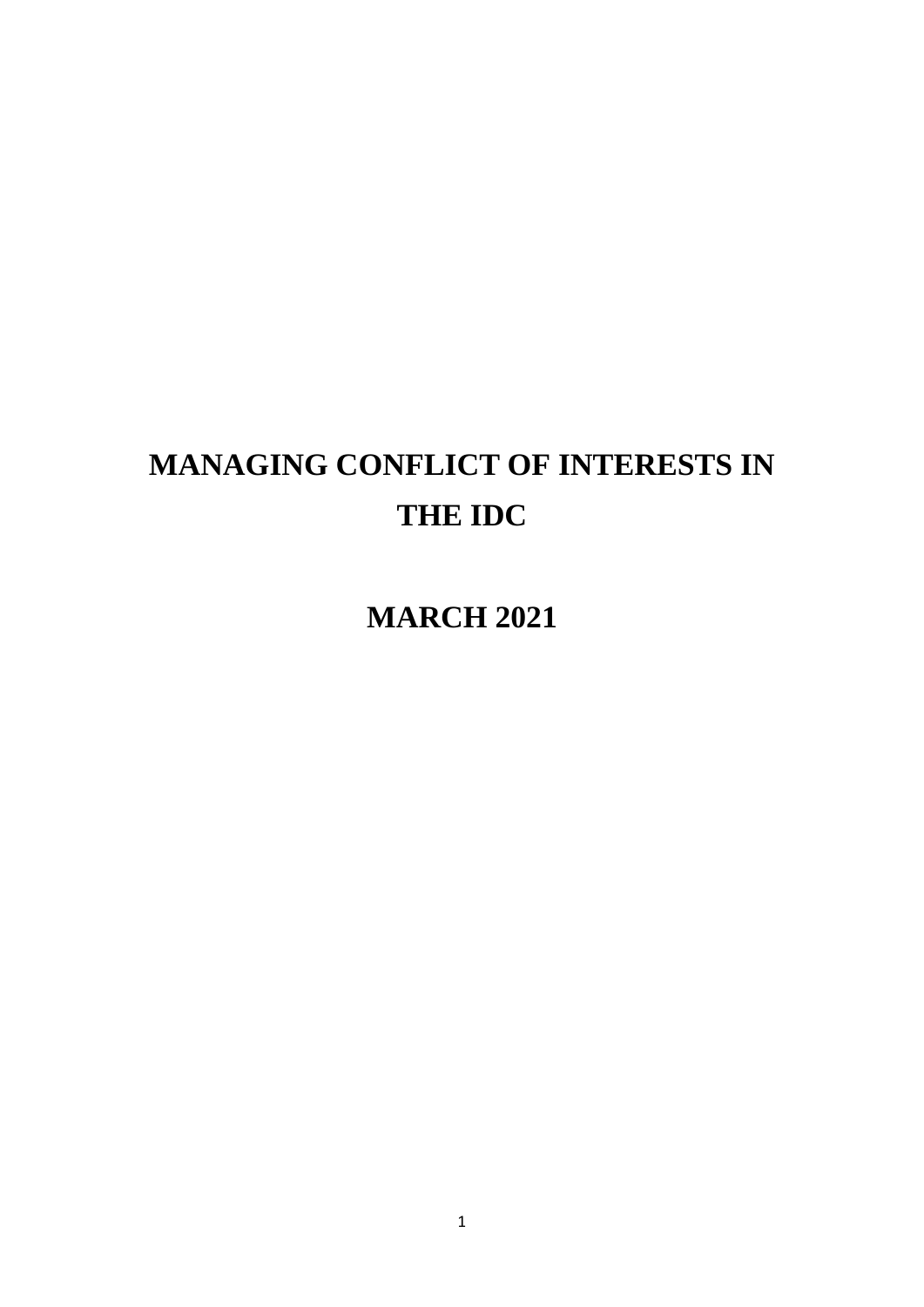# MANAGING CONFLICT OF INTERESTS IN THE IDC

## MARCH 2021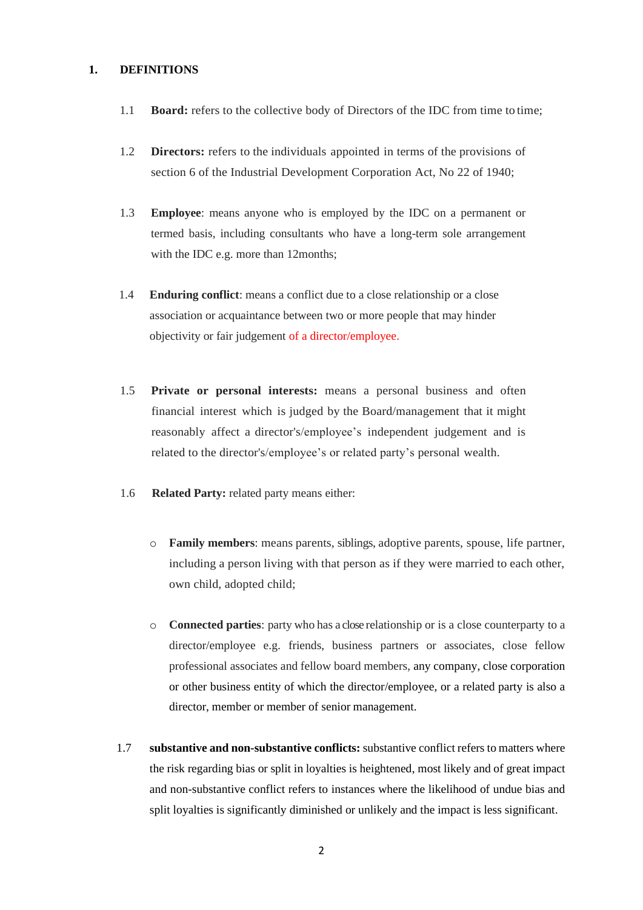## 1. DEFINITIONS

1.1 **Board:** refers to the collective body of Directors of the IDC from time to time;

1.2 **Directors:** refers to the individuals appointed in terms of the provisions of section 6 of the Industrial Development Corporation Act, No 22 of 1940;

1.3 **Employee**: means anyone who is employed by the IDC on a permanent or termed basis, including consultants who have a long-term sole arrangement with the IDC e.g. more than 12months;

1.4 **Enduring conflict**: means a conflict due to a close relationship or a close association or acquaintance between two or more people that may hinder objectivity or fair judgement of a director/employee.

1.5 **Private or personal interests:** means a personal business and often financial interest which is judged by the Board/management that it might reasonably affect a director's/employee's independent judgement and is related to the director's/employee's or related party's personal wealth.

1.6 **Related Party:** related party means either:

- **Family members**: means parents, siblings, adoptive parents, spouse, life partner, including a person living with that person as if they were married to each other, own child, adopted child;
- **Connected parties**: party who has a close relationship or is a close counterparty to a director/employee e.g. friends, business partners or associates, close fellow professional associates and fellow board members, any company, close corporation or other business entity of which the director/employee, or a related party is also a director, member or member of senior management.

1.7 **substantive and non-substantive conflicts:** substantive conflict refers to matters where the risk regarding bias or split in loyalties is heightened, most likely and of great impact and non-substantive conflict refers to instances where the likelihood of undue bias and split loyalties is significantly diminished or unlikely and the impact is less significant.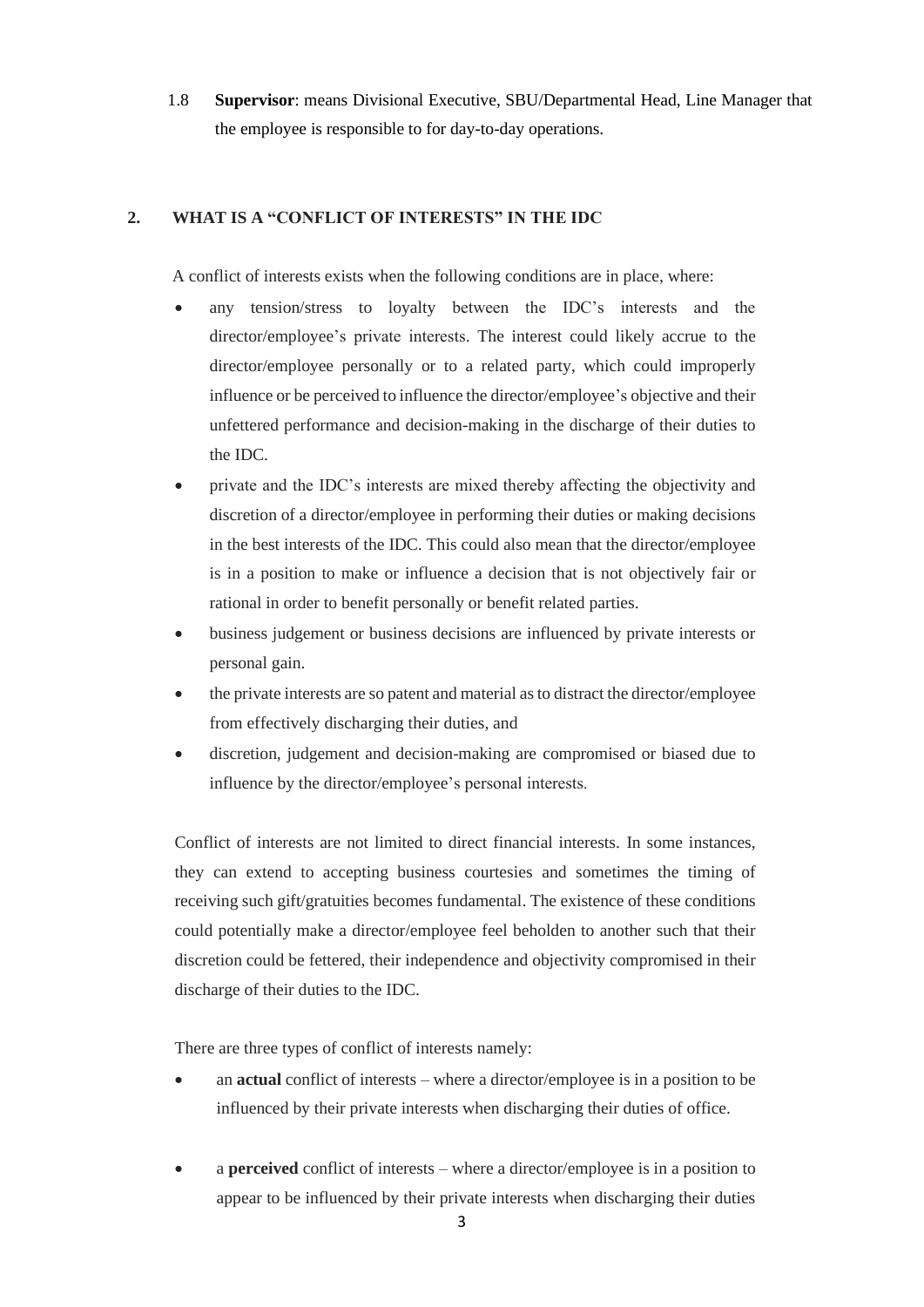1.8 **Supervisor**: means Divisional Executive, SBU/Departmental Head, Line Manager that the employee is responsible to for day-to-day operations.

## 2. WHAT IS A "CONFLICT OF INTERESTS" IN THE IDC

A conflict of interests exists when the following conditions are in place, where:

- any tension/stress to loyalty between the IDC's interests and the director/employee's private interests. The interest could likely accrue to the director/employee personally or to a related party, which could improperly influence or be perceived to influence the director/employee's objective and their unfettered performance and decision-making in the discharge of their duties to the IDC.
- private and the IDC's interests are mixed thereby affecting the objectivity and discretion of a director/employee in performing their duties or making decisions in the best interests of the IDC. This could also mean that the director/employee is in a position to make or influence a decision that is not objectively fair or rational in order to benefit personally or benefit related parties.
- business judgement or business decisions are influenced by private interests or personal gain.
- the private interests are so patent and material as to distract the director/employee from effectively discharging their duties, and
- discretion, judgement and decision-making are compromised or biased due to influence by the director/employee's personal interests.

Conflict of interests are not limited to direct financial interests. In some instances, they can extend to accepting business courtesies and sometimes the timing of receiving such gift/gratuities becomes fundamental. The existence of these conditions could potentially make a director/employee feel beholden to another such that their discretion could be fettered, their independence and objectivity compromised in their discharge of their duties to the IDC.

There are three types of conflict of interests namely:

- an **actual** conflict of interests – where a director/employee is in a position to be influenced by their private interests when discharging their duties of office.
- a **perceived** conflict of interests – where a director/employee is in a position to appear to be influenced by their private interests when discharging their duties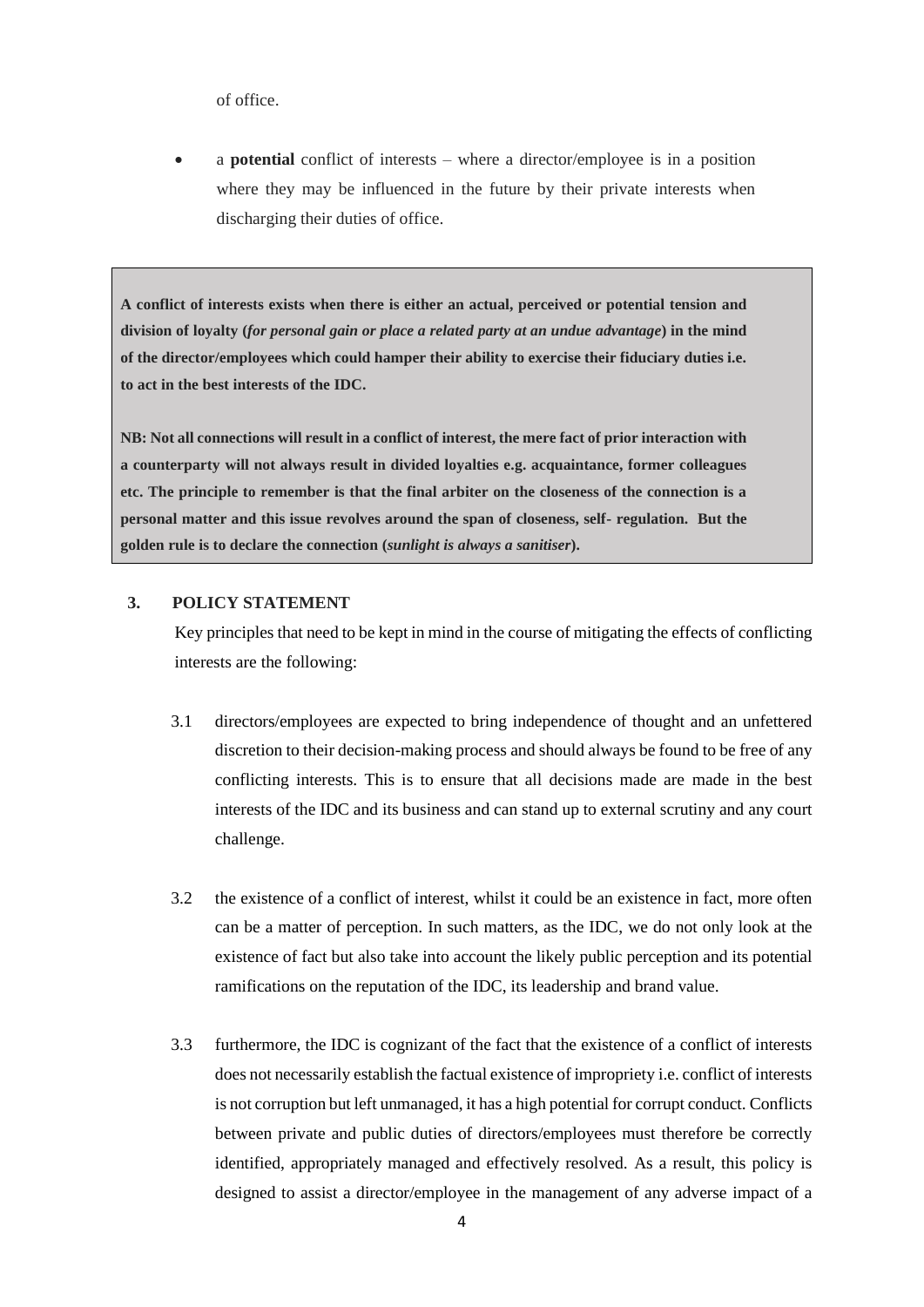of office.

- a **potential** conflict of interests – where a director/employee is in a position where they may be influenced in the future by their private interests when discharging their duties of office.

> **A conflict of interests exists when there is either an actual, perceived or potential tension and division of loyalty (*for personal gain or place a related party at an undue advantage*) in the mind of the director/employees which could hamper their ability to exercise their fiduciary duties i.e. to act in the best interests of the IDC.**
>
> **NB: Not all connections will result in a conflict of interest, the mere fact of prior interaction with a counterparty will not always result in divided loyalties e.g. acquaintance, former colleagues etc. The principle to remember is that the final arbiter on the closeness of the connection is a personal matter and this issue revolves around the span of closeness, self- regulation. But the golden rule is to declare the connection (*sunlight is always a sanitiser*).**

## 3. POLICY STATEMENT

Key principles that need to be kept in mind in the course of mitigating the effects of conflicting interests are the following:

3.1 directors/employees are expected to bring independence of thought and an unfettered discretion to their decision-making process and should always be found to be free of any conflicting interests. This is to ensure that all decisions made are made in the best interests of the IDC and its business and can stand up to external scrutiny and any court challenge.

3.2 the existence of a conflict of interest, whilst it could be an existence in fact, more often can be a matter of perception. In such matters, as the IDC, we do not only look at the existence of fact but also take into account the likely public perception and its potential ramifications on the reputation of the IDC, its leadership and brand value.

3.3 furthermore, the IDC is cognizant of the fact that the existence of a conflict of interests does not necessarily establish the factual existence of impropriety i.e. conflict of interests is not corruption but left unmanaged, it has a high potential for corrupt conduct. Conflicts between private and public duties of directors/employees must therefore be correctly identified, appropriately managed and effectively resolved. As a result, this policy is designed to assist a director/employee in the management of any adverse impact of a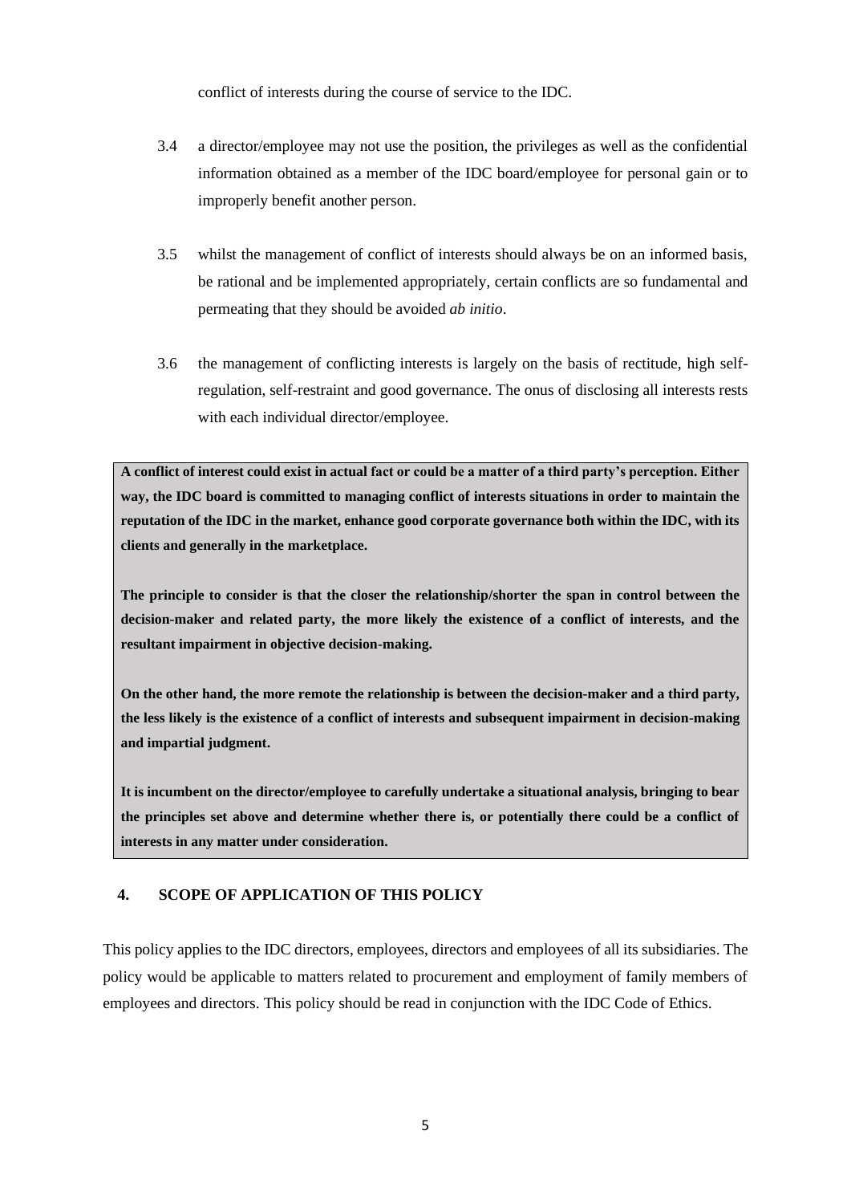conflict of interests during the course of service to the IDC.

3.4 a director/employee may not use the position, the privileges as well as the confidential information obtained as a member of the IDC board/employee for personal gain or to improperly benefit another person.

3.5 whilst the management of conflict of interests should always be on an informed basis, be rational and be implemented appropriately, certain conflicts are so fundamental and permeating that they should be avoided *ab initio*.

3.6 the management of conflicting interests is largely on the basis of rectitude, high self-regulation, self-restraint and good governance. The onus of disclosing all interests rests with each individual director/employee.

**A conflict of interest could exist in actual fact or could be a matter of a third party's perception. Either way, the IDC board is committed to managing conflict of interests situations in order to maintain the reputation of the IDC in the market, enhance good corporate governance both within the IDC, with its clients and generally in the marketplace.**

**The principle to consider is that the closer the relationship/shorter the span in control between the decision-maker and related party, the more likely the existence of a conflict of interests, and the resultant impairment in objective decision-making.**

**On the other hand, the more remote the relationship is between the decision-maker and a third party, the less likely is the existence of a conflict of interests and subsequent impairment in decision-making and impartial judgment.**

**It is incumbent on the director/employee to carefully undertake a situational analysis, bringing to bear the principles set above and determine whether there is, or potentially there could be a conflict of interests in any matter under consideration.**

## 4. SCOPE OF APPLICATION OF THIS POLICY

This policy applies to the IDC directors, employees, directors and employees of all its subsidiaries. The policy would be applicable to matters related to procurement and employment of family members of employees and directors. This policy should be read in conjunction with the IDC Code of Ethics.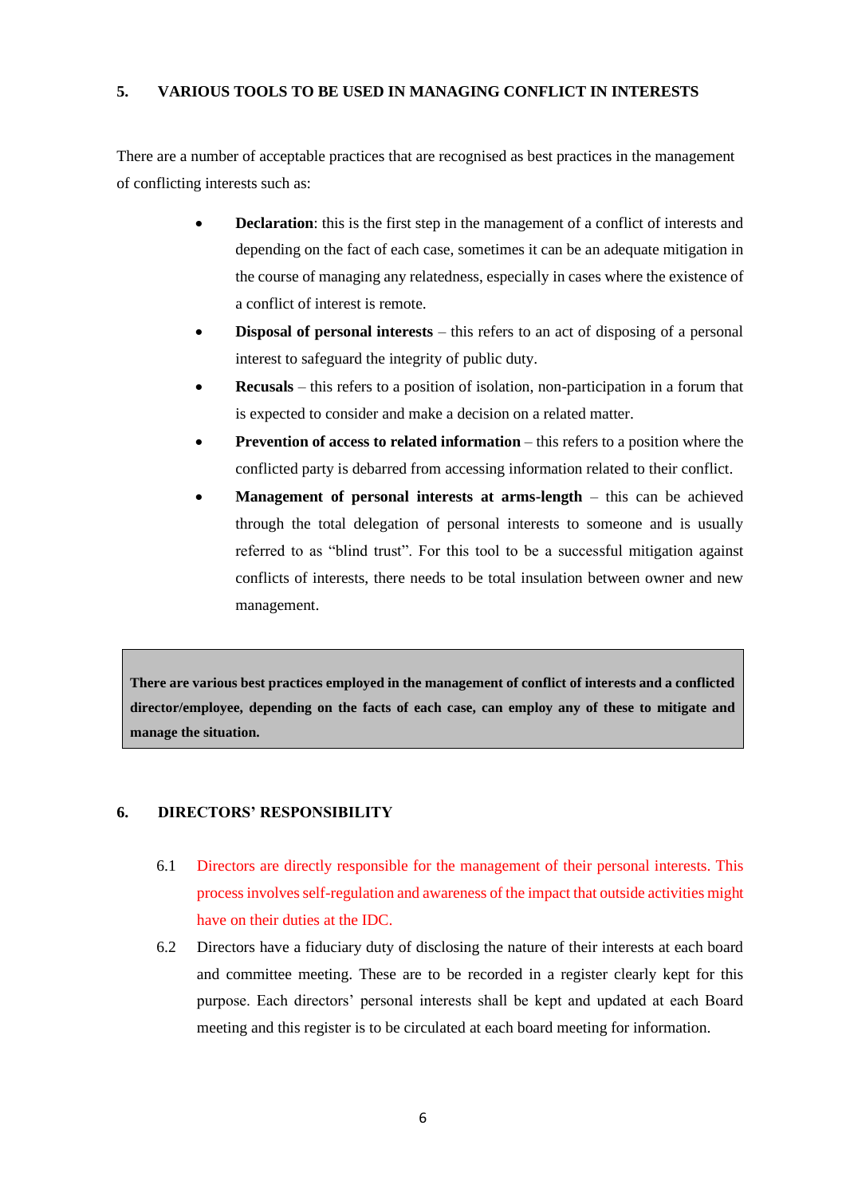## 5. VARIOUS TOOLS TO BE USED IN MANAGING CONFLICT IN INTERESTS

There are a number of acceptable practices that are recognised as best practices in the management of conflicting interests such as:

- **Declaration**: this is the first step in the management of a conflict of interests and depending on the fact of each case, sometimes it can be an adequate mitigation in the course of managing any relatedness, especially in cases where the existence of a conflict of interest is remote.
- **Disposal of personal interests** – this refers to an act of disposing of a personal interest to safeguard the integrity of public duty.
- **Recusals** – this refers to a position of isolation, non-participation in a forum that is expected to consider and make a decision on a related matter.
- **Prevention of access to related information** – this refers to a position where the conflicted party is debarred from accessing information related to their conflict.
- **Management of personal interests at arms-length** – this can be achieved through the total delegation of personal interests to someone and is usually referred to as "blind trust". For this tool to be a successful mitigation against conflicts of interests, there needs to be total insulation between owner and new management.

> **There are various best practices employed in the management of conflict of interests and a conflicted director/employee, depending on the facts of each case, can employ any of these to mitigate and manage the situation.**

## 6. DIRECTORS' RESPONSIBILITY

6.1 Directors are directly responsible for the management of their personal interests. This process involves self-regulation and awareness of the impact that outside activities might have on their duties at the IDC.

6.2 Directors have a fiduciary duty of disclosing the nature of their interests at each board and committee meeting. These are to be recorded in a register clearly kept for this purpose. Each directors' personal interests shall be kept and updated at each Board meeting and this register is to be circulated at each board meeting for information.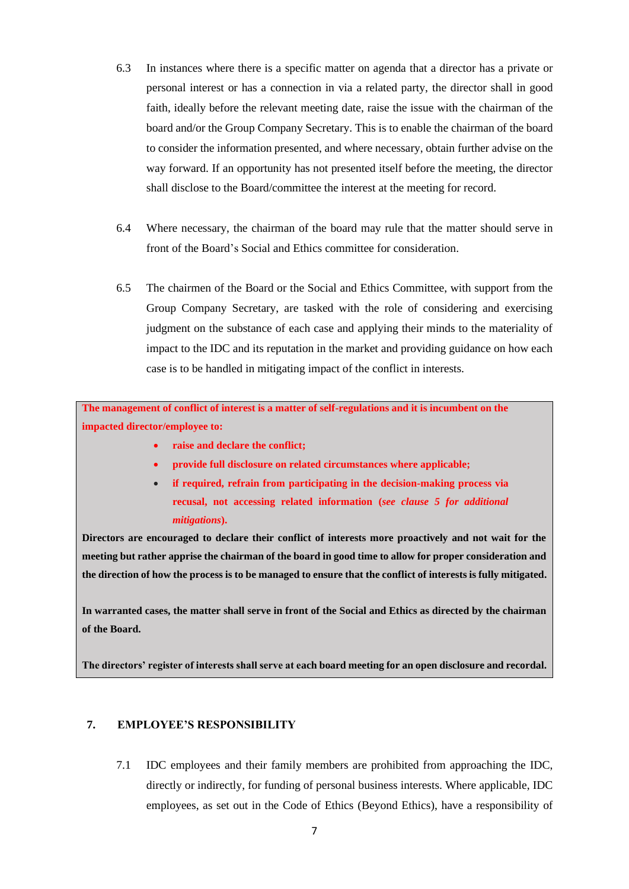6.3 In instances where there is a specific matter on agenda that a director has a private or personal interest or has a connection in via a related party, the director shall in good faith, ideally before the relevant meeting date, raise the issue with the chairman of the board and/or the Group Company Secretary. This is to enable the chairman of the board to consider the information presented, and where necessary, obtain further advise on the way forward. If an opportunity has not presented itself before the meeting, the director shall disclose to the Board/committee the interest at the meeting for record.

6.4 Where necessary, the chairman of the board may rule that the matter should serve in front of the Board's Social and Ethics committee for consideration.

6.5 The chairmen of the Board or the Social and Ethics Committee, with support from the Group Company Secretary, are tasked with the role of considering and exercising judgment on the substance of each case and applying their minds to the materiality of impact to the IDC and its reputation in the market and providing guidance on how each case is to be handled in mitigating impact of the conflict in interests.

**The management of conflict of interest is a matter of self-regulations and it is incumbent on the impacted director/employee to:**

- **raise and declare the conflict;**
- **provide full disclosure on related circumstances where applicable;**
- **if required, refrain from participating in the decision-making process via recusal, not accessing related information (*see clause 5 for additional mitigations*).**

**Directors are encouraged to declare their conflict of interests more proactively and not wait for the meeting but rather apprise the chairman of the board in good time to allow for proper consideration and the direction of how the process is to be managed to ensure that the conflict of interests is fully mitigated.**

**In warranted cases, the matter shall serve in front of the Social and Ethics as directed by the chairman of the Board.**

**The directors' register of interests shall serve at each board meeting for an open disclosure and recordal.**

## 7. EMPLOYEE'S RESPONSIBILITY

7.1 IDC employees and their family members are prohibited from approaching the IDC, directly or indirectly, for funding of personal business interests. Where applicable, IDC employees, as set out in the Code of Ethics (Beyond Ethics), have a responsibility of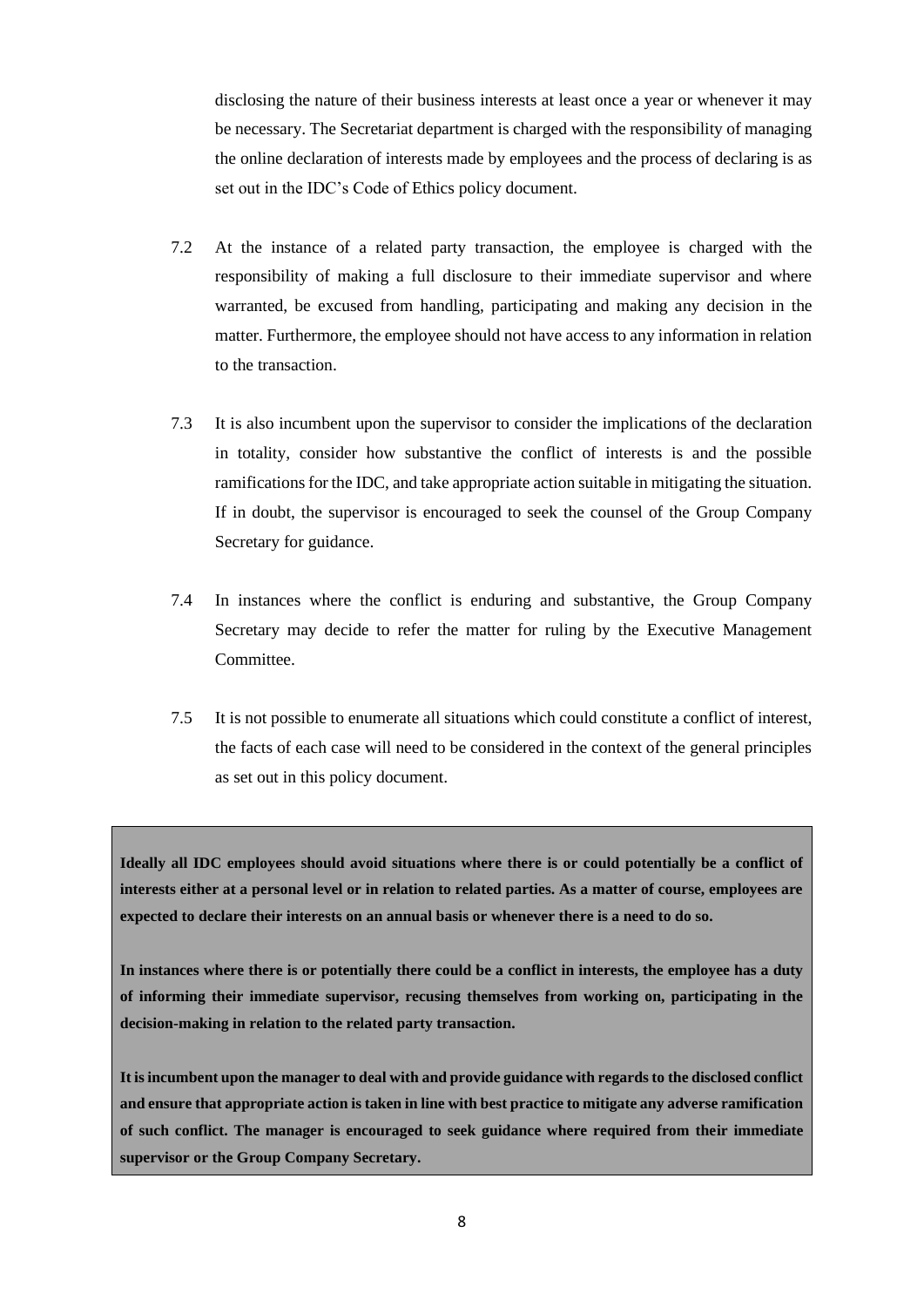disclosing the nature of their business interests at least once a year or whenever it may be necessary. The Secretariat department is charged with the responsibility of managing the online declaration of interests made by employees and the process of declaring is as set out in the IDC's Code of Ethics policy document.

7.2 At the instance of a related party transaction, the employee is charged with the responsibility of making a full disclosure to their immediate supervisor and where warranted, be excused from handling, participating and making any decision in the matter. Furthermore, the employee should not have access to any information in relation to the transaction.

7.3 It is also incumbent upon the supervisor to consider the implications of the declaration in totality, consider how substantive the conflict of interests is and the possible ramifications for the IDC, and take appropriate action suitable in mitigating the situation. If in doubt, the supervisor is encouraged to seek the counsel of the Group Company Secretary for guidance.

7.4 In instances where the conflict is enduring and substantive, the Group Company Secretary may decide to refer the matter for ruling by the Executive Management Committee.

7.5 It is not possible to enumerate all situations which could constitute a conflict of interest, the facts of each case will need to be considered in the context of the general principles as set out in this policy document.

**Ideally all IDC employees should avoid situations where there is or could potentially be a conflict of interests either at a personal level or in relation to related parties. As a matter of course, employees are expected to declare their interests on an annual basis or whenever there is a need to do so.**

**In instances where there is or potentially there could be a conflict in interests, the employee has a duty of informing their immediate supervisor, recusing themselves from working on, participating in the decision-making in relation to the related party transaction.**

**It is incumbent upon the manager to deal with and provide guidance with regards to the disclosed conflict and ensure that appropriate action is taken in line with best practice to mitigate any adverse ramification of such conflict. The manager is encouraged to seek guidance where required from their immediate supervisor or the Group Company Secretary.**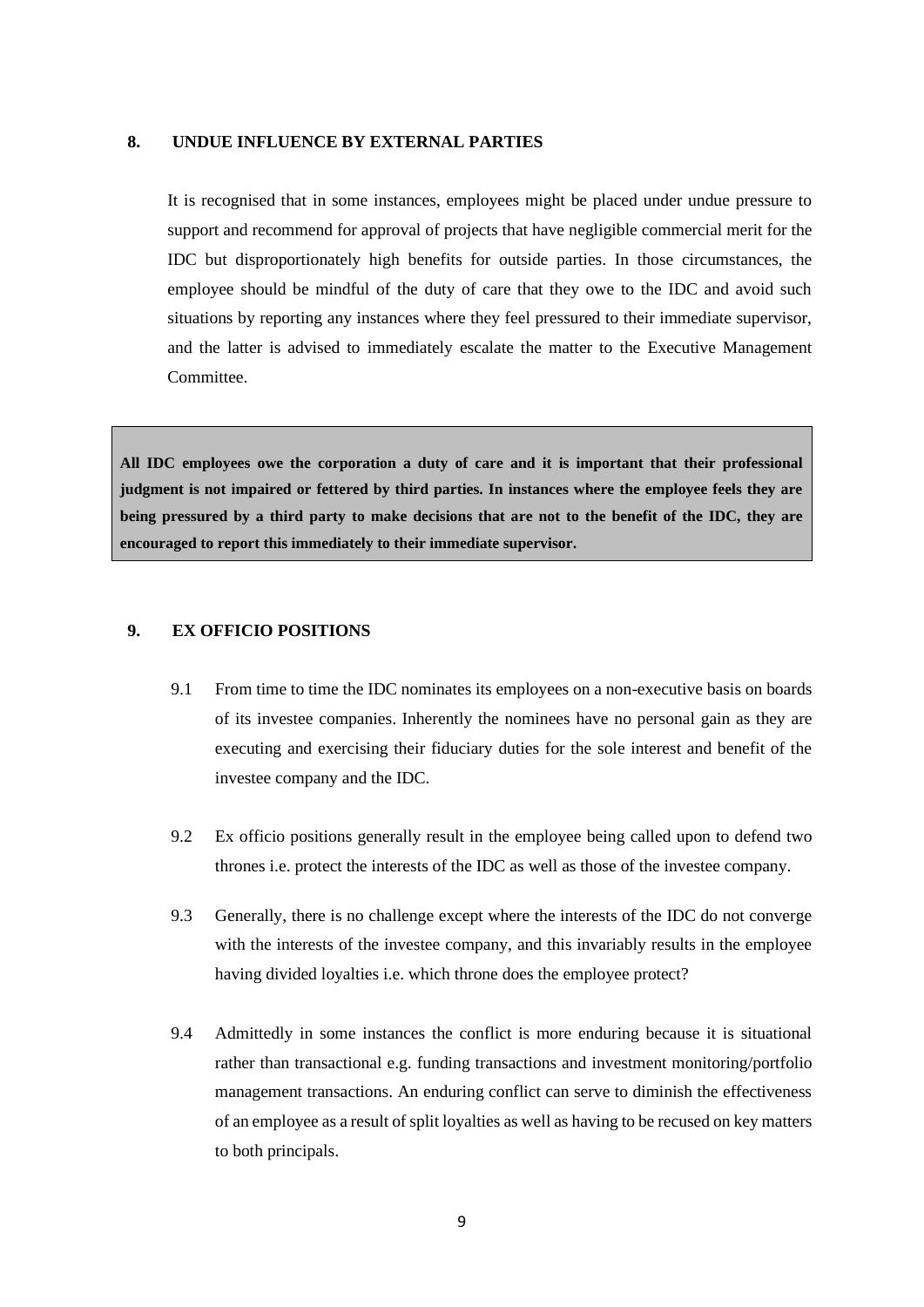## 8. UNDUE INFLUENCE BY EXTERNAL PARTIES

It is recognised that in some instances, employees might be placed under undue pressure to support and recommend for approval of projects that have negligible commercial merit for the IDC but disproportionately high benefits for outside parties. In those circumstances, the employee should be mindful of the duty of care that they owe to the IDC and avoid such situations by reporting any instances where they feel pressured to their immediate supervisor, and the latter is advised to immediately escalate the matter to the Executive Management Committee.

> **All IDC employees owe the corporation a duty of care and it is important that their professional judgment is not impaired or fettered by third parties. In instances where the employee feels they are being pressured by a third party to make decisions that are not to the benefit of the IDC, they are encouraged to report this immediately to their immediate supervisor.**

## 9. EX OFFICIO POSITIONS

9.1 From time to time the IDC nominates its employees on a non-executive basis on boards of its investee companies. Inherently the nominees have no personal gain as they are executing and exercising their fiduciary duties for the sole interest and benefit of the investee company and the IDC.

9.2 Ex officio positions generally result in the employee being called upon to defend two thrones i.e. protect the interests of the IDC as well as those of the investee company.

9.3 Generally, there is no challenge except where the interests of the IDC do not converge with the interests of the investee company, and this invariably results in the employee having divided loyalties i.e. which throne does the employee protect?

9.4 Admittedly in some instances the conflict is more enduring because it is situational rather than transactional e.g. funding transactions and investment monitoring/portfolio management transactions. An enduring conflict can serve to diminish the effectiveness of an employee as a result of split loyalties as well as having to be recused on key matters to both principals.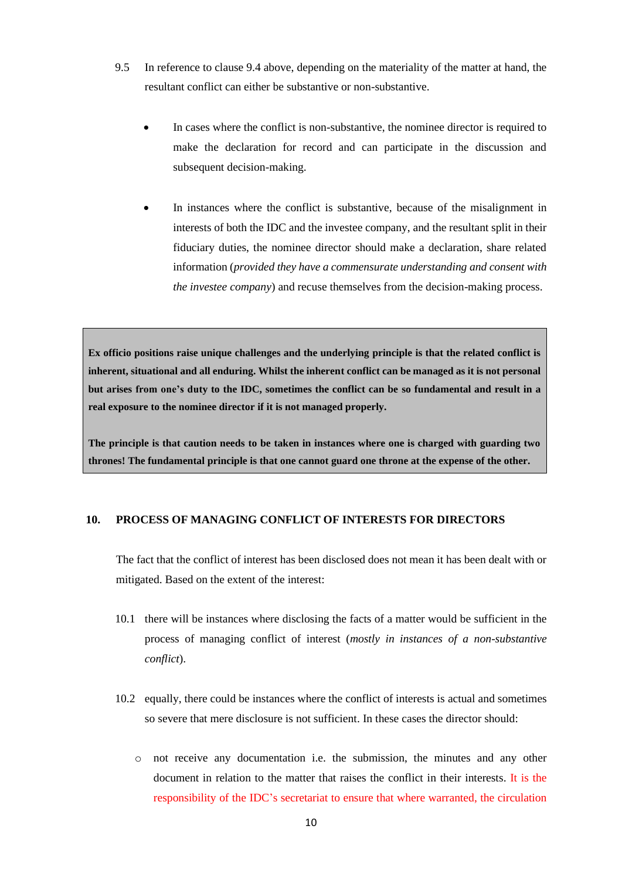9.5 In reference to clause 9.4 above, depending on the materiality of the matter at hand, the resultant conflict can either be substantive or non-substantive.

- In cases where the conflict is non-substantive, the nominee director is required to make the declaration for record and can participate in the discussion and subsequent decision-making.

- In instances where the conflict is substantive, because of the misalignment in interests of both the IDC and the investee company, and the resultant split in their fiduciary duties, the nominee director should make a declaration, share related information (*provided they have a commensurate understanding and consent with the investee company*) and recuse themselves from the decision-making process.

> **Ex officio positions raise unique challenges and the underlying principle is that the related conflict is inherent, situational and all enduring. Whilst the inherent conflict can be managed as it is not personal but arises from one's duty to the IDC, sometimes the conflict can be so fundamental and result in a real exposure to the nominee director if it is not managed properly.**
>
> **The principle is that caution needs to be taken in instances where one is charged with guarding two thrones! The fundamental principle is that one cannot guard one throne at the expense of the other.**

## 10. PROCESS OF MANAGING CONFLICT OF INTERESTS FOR DIRECTORS

The fact that the conflict of interest has been disclosed does not mean it has been dealt with or mitigated. Based on the extent of the interest:

10.1 there will be instances where disclosing the facts of a matter would be sufficient in the process of managing conflict of interest (*mostly in instances of a non-substantive conflict*).

10.2 equally, there could be instances where the conflict of interests is actual and sometimes so severe that mere disclosure is not sufficient. In these cases the director should:

- not receive any documentation i.e. the submission, the minutes and any other document in relation to the matter that raises the conflict in their interests. It is the responsibility of the IDC's secretariat to ensure that where warranted, the circulation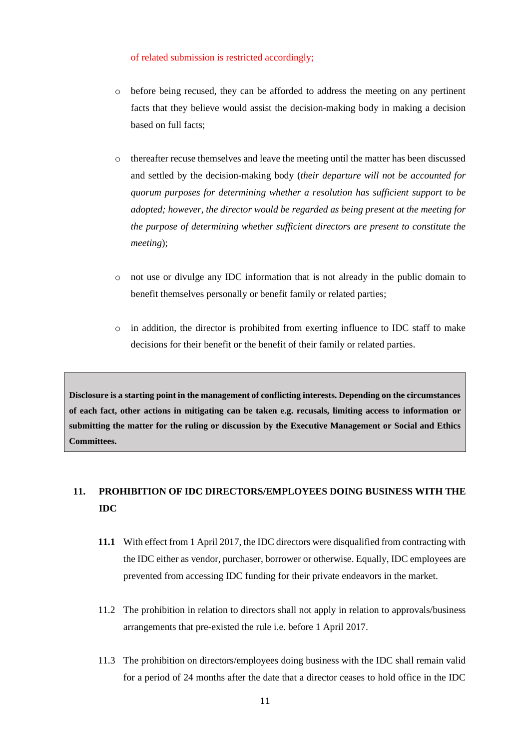of related submission is restricted accordingly;

- before being recused, they can be afforded to address the meeting on any pertinent facts that they believe would assist the decision-making body in making a decision based on full facts;

- thereafter recuse themselves and leave the meeting until the matter has been discussed and settled by the decision-making body (*their departure will not be accounted for quorum purposes for determining whether a resolution has sufficient support to be adopted; however, the director would be regarded as being present at the meeting for the purpose of determining whether sufficient directors are present to constitute the meeting*);

- not use or divulge any IDC information that is not already in the public domain to benefit themselves personally or benefit family or related parties;

- in addition, the director is prohibited from exerting influence to IDC staff to make decisions for their benefit or the benefit of their family or related parties.

**Disclosure is a starting point in the management of conflicting interests. Depending on the circumstances of each fact, other actions in mitigating can be taken e.g. recusals, limiting access to information or submitting the matter for the ruling or discussion by the Executive Management or Social and Ethics Committees.**

## 11. PROHIBITION OF IDC DIRECTORS/EMPLOYEES DOING BUSINESS WITH THE IDC

**11.1** With effect from 1 April 2017, the IDC directors were disqualified from contracting with the IDC either as vendor, purchaser, borrower or otherwise. Equally, IDC employees are prevented from accessing IDC funding for their private endeavors in the market.

11.2 The prohibition in relation to directors shall not apply in relation to approvals/business arrangements that pre-existed the rule i.e. before 1 April 2017.

11.3 The prohibition on directors/employees doing business with the IDC shall remain valid for a period of 24 months after the date that a director ceases to hold office in the IDC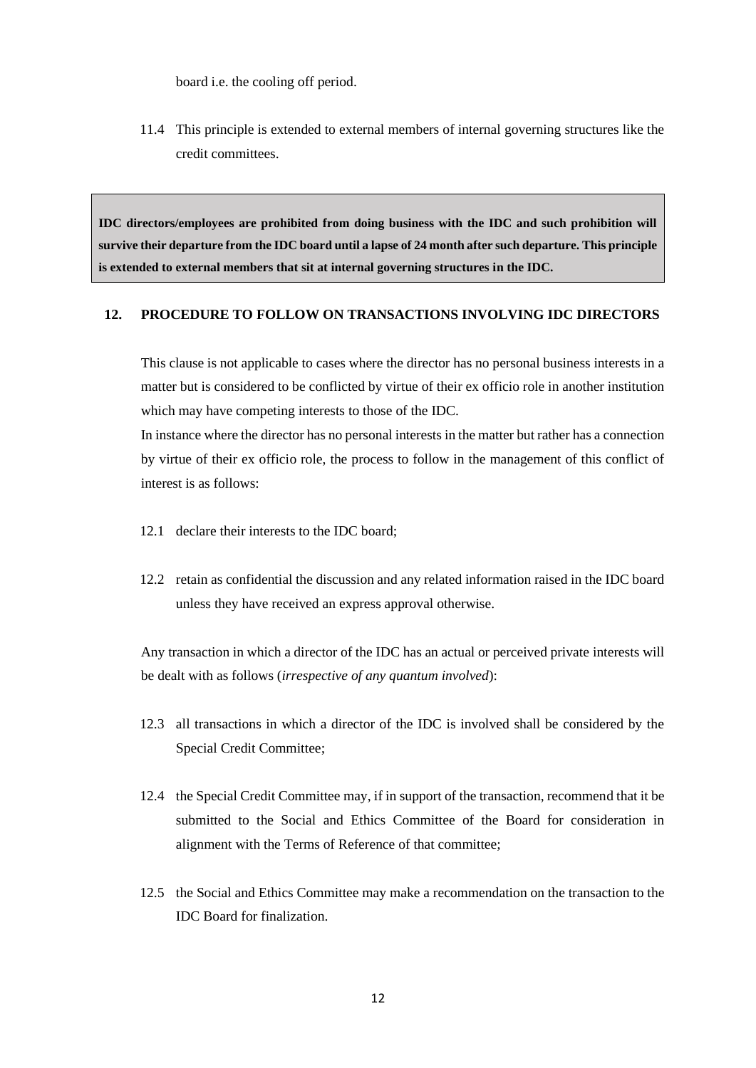board i.e. the cooling off period.

11.4 This principle is extended to external members of internal governing structures like the credit committees.

> **IDC directors/employees are prohibited from doing business with the IDC and such prohibition will survive their departure from the IDC board until a lapse of 24 month after such departure. This principle is extended to external members that sit at internal governing structures in the IDC.**

## 12. PROCEDURE TO FOLLOW ON TRANSACTIONS INVOLVING IDC DIRECTORS

This clause is not applicable to cases where the director has no personal business interests in a matter but is considered to be conflicted by virtue of their ex officio role in another institution which may have competing interests to those of the IDC.

In instance where the director has no personal interests in the matter but rather has a connection by virtue of their ex officio role, the process to follow in the management of this conflict of interest is as follows:

12.1 declare their interests to the IDC board;

12.2 retain as confidential the discussion and any related information raised in the IDC board unless they have received an express approval otherwise.

Any transaction in which a director of the IDC has an actual or perceived private interests will be dealt with as follows (*irrespective of any quantum involved*):

12.3 all transactions in which a director of the IDC is involved shall be considered by the Special Credit Committee;

12.4 the Special Credit Committee may, if in support of the transaction, recommend that it be submitted to the Social and Ethics Committee of the Board for consideration in alignment with the Terms of Reference of that committee;

12.5 the Social and Ethics Committee may make a recommendation on the transaction to the IDC Board for finalization.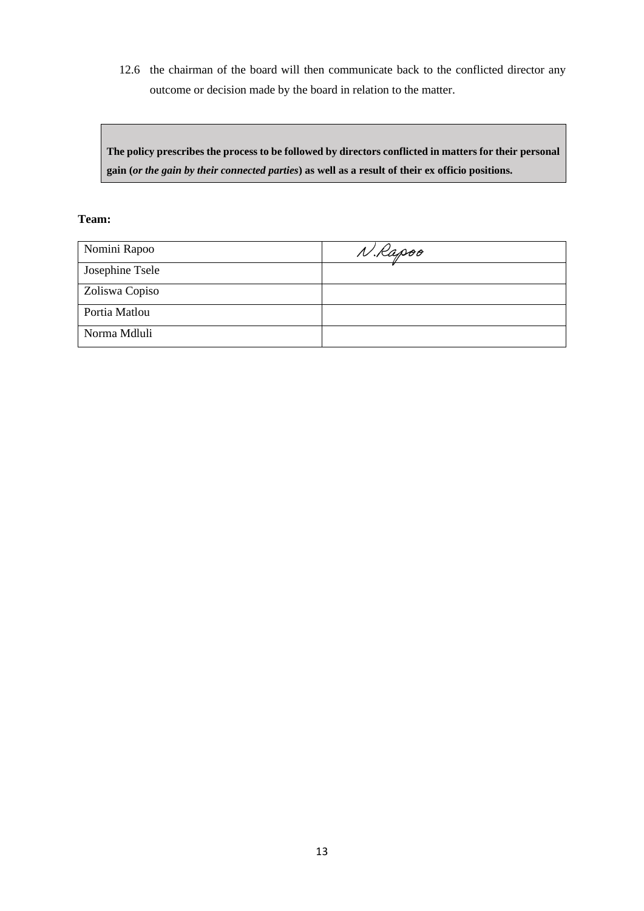12.6 the chairman of the board will then communicate back to the conflicted director any outcome or decision made by the board in relation to the matter.

> **The policy prescribes the process to be followed by directors conflicted in matters for their personal gain (*or the gain by their connected parties*) as well as a result of their ex officio positions.**

**Team:**

| | |
|---|---|
| Nomini Rapoo | N.Rapoo |
| Josephine Tsele | |
| Zoliswa Copiso | |
| Portia Matlou | |
| Norma Mdluli | |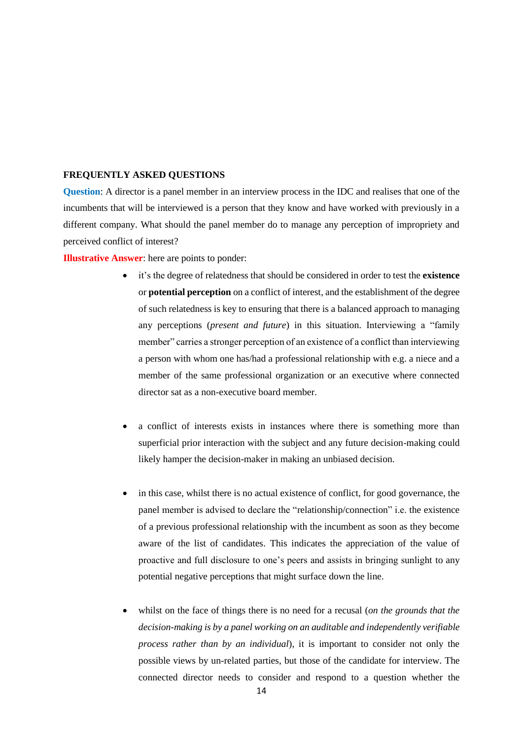**FREQUENTLY ASKED QUESTIONS**

**Question**: A director is a panel member in an interview process in the IDC and realises that one of the incumbents that will be interviewed is a person that they know and have worked with previously in a different company. What should the panel member do to manage any perception of impropriety and perceived conflict of interest?

**Illustrative Answer**: here are points to ponder:

- it's the degree of relatedness that should be considered in order to test the **existence** or **potential perception** on a conflict of interest, and the establishment of the degree of such relatedness is key to ensuring that there is a balanced approach to managing any perceptions (*present and future*) in this situation. Interviewing a "family member" carries a stronger perception of an existence of a conflict than interviewing a person with whom one has/had a professional relationship with e.g. a niece and a member of the same professional organization or an executive where connected director sat as a non-executive board member.

- a conflict of interests exists in instances where there is something more than superficial prior interaction with the subject and any future decision-making could likely hamper the decision-maker in making an unbiased decision.

- in this case, whilst there is no actual existence of conflict, for good governance, the panel member is advised to declare the "relationship/connection" i.e. the existence of a previous professional relationship with the incumbent as soon as they become aware of the list of candidates. This indicates the appreciation of the value of proactive and full disclosure to one's peers and assists in bringing sunlight to any potential negative perceptions that might surface down the line.

- whilst on the face of things there is no need for a recusal (*on the grounds that the decision-making is by a panel working on an auditable and independently verifiable process rather than by an individual*), it is important to consider not only the possible views by un-related parties, but those of the candidate for interview. The connected director needs to consider and respond to a question whether the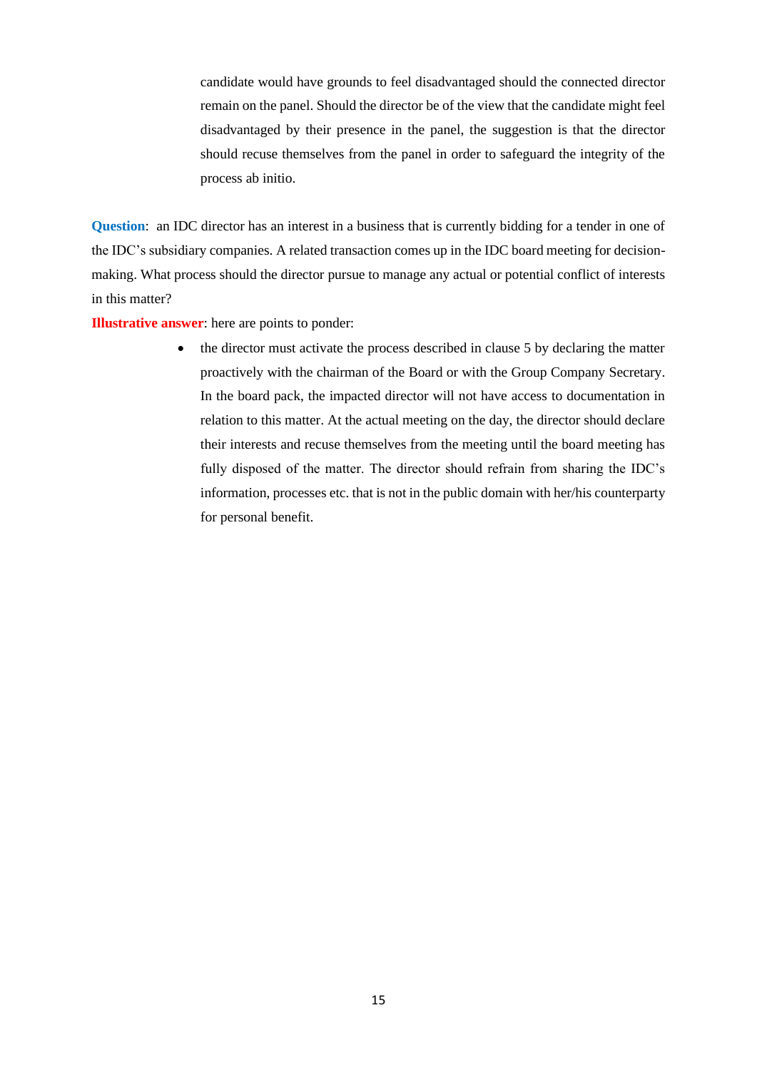candidate would have grounds to feel disadvantaged should the connected director remain on the panel. Should the director be of the view that the candidate might feel disadvantaged by their presence in the panel, the suggestion is that the director should recuse themselves from the panel in order to safeguard the integrity of the process ab initio.

**Question**: an IDC director has an interest in a business that is currently bidding for a tender in one of the IDC's subsidiary companies. A related transaction comes up in the IDC board meeting for decision-making. What process should the director pursue to manage any actual or potential conflict of interests in this matter?

**Illustrative answer**: here are points to ponder:

- the director must activate the process described in clause 5 by declaring the matter proactively with the chairman of the Board or with the Group Company Secretary. In the board pack, the impacted director will not have access to documentation in relation to this matter. At the actual meeting on the day, the director should declare their interests and recuse themselves from the meeting until the board meeting has fully disposed of the matter. The director should refrain from sharing the IDC's information, processes etc. that is not in the public domain with her/his counterparty for personal benefit.